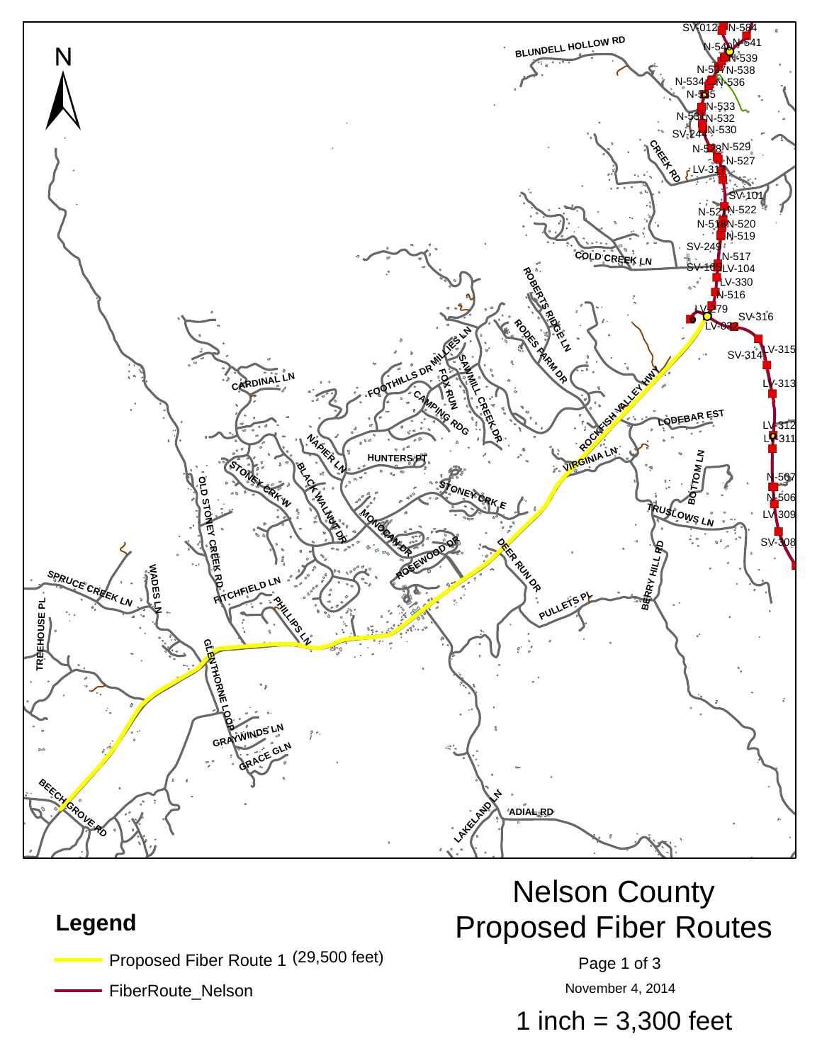# Nelson County Proposed Fiber Routes

November 4, 2014

1 inch = 3,300 feet

## Legend

- Proposed Fiber Route 1 (29,500 feet)
- FiberRoute_Nelson

N

BLUNDELL HOLLOW RD
CREEK RD
COLD CREEK LN
ROBERTS RIDGE LN
RODES FARM DR
ROCKFISH VALLEY HWY
LODEBAR EST
VIRGINIA LN
BOTTOM LN
TRUSLOWS LN
BERRY HILL RD
DEER RUN DR
PULLETS PL
CARDINAL LN
FOOTHILLS DR
MILLIES LN
FOX RUN
SAWMILL CREEK DR
CAMPING RDG
HUNTERS PT
NAPIER LN
STONEY CRK W
STONEY CRK E
BLACK WALNUT DR
MONOCAN DR
ROSEWOOD DR
OLD STONEY CREEK RD
SPRUCE CREEK LN
WADES LN
TREEHOUSE PL
PITCHFIELD LN
PHILLIPS LN
GLENTHORNE LOOP
GRAYWINDS LN
GRACE GLN
BEECH GROVE RD
LAKELAND LN
ADIAL RD

SV-012, N-584, N-541, N-540, N-539, N-537, N-538, N-534, N-536, N-535, N-533, N-531, N-532, SV-244, N-530, N-528, N-529, N-527, LV-317, SV-101, N-521, N-522, N-518, N-520, N-519, SV-249, N-517, SV-105, LV-104, LV-330, N-516, LV-279, SV-316, LV-032, LV-315, SV-314, LV-313, LV-312, LV-311, N-507, N-506, LV-309, SV-308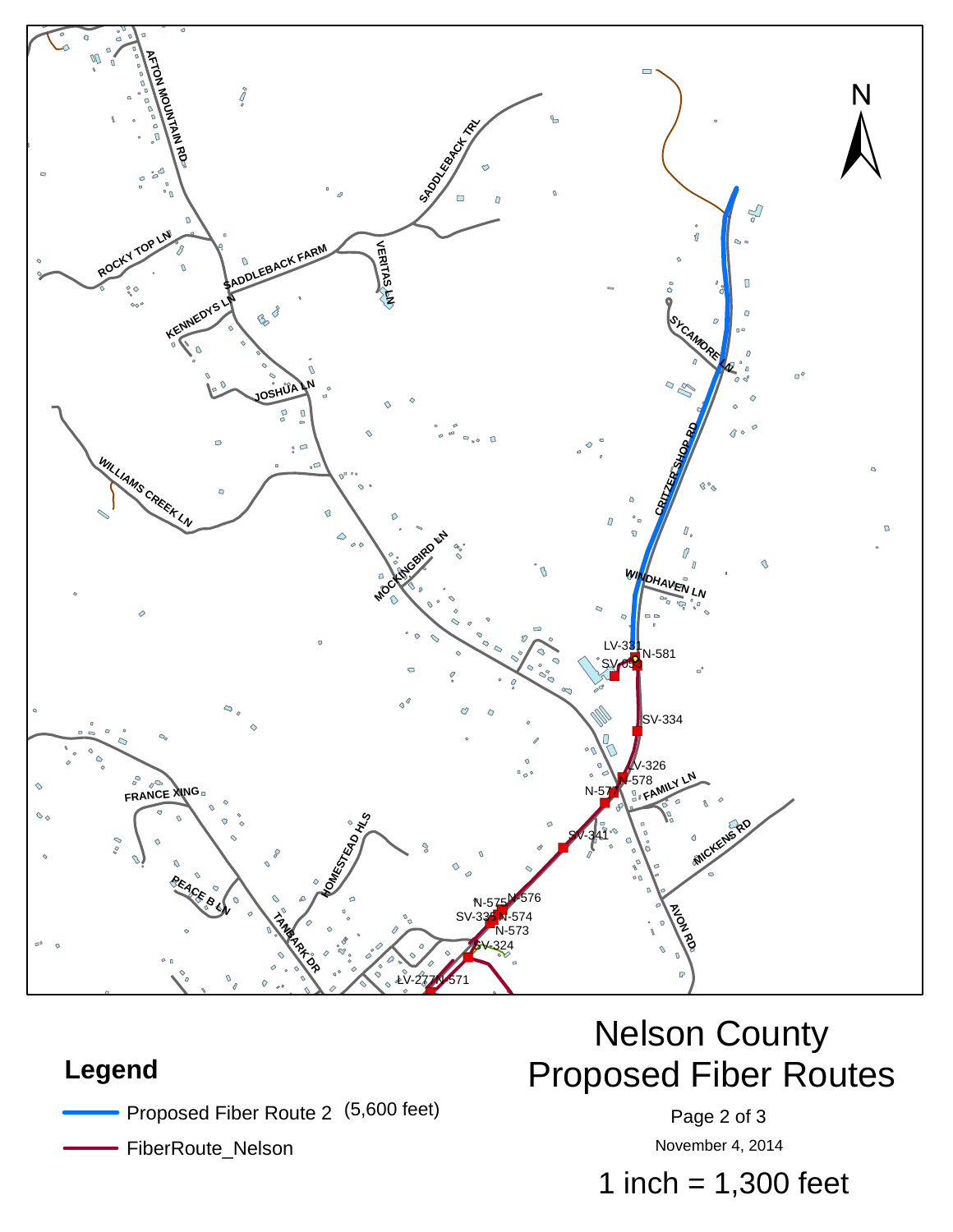# Nelson County Proposed Fiber Routes

November 4, 2014

1 inch = 1,300 feet

## Legend

- Proposed Fiber Route 2 (5,600 feet)
- FiberRoute_Nelson

AFTON MOUNTAIN RD
SADDLEBACK TRL
ROCKY TOP LN
SADDLEBACK FARM
VERITAS LN
KENNEDYS LN
JOSHUA LN
SYCAMORE LN
CRITZER SHOP RD
WILLIAMS CREEK LN
MOCKINGBIRD LN
WINDHAVEN LN
FAMILY LN
FRANCE XING
HOMESTEAD HLS
MICKENS RD
PEACE B LN
TANBARK DR
AVON RD

LV-331
SV-059
N-581
SV-334
LV-326
N-578
N-577
SV-341
N-575
N-576
SV-335
N-574
N-573
SV-324
LV-277
N-571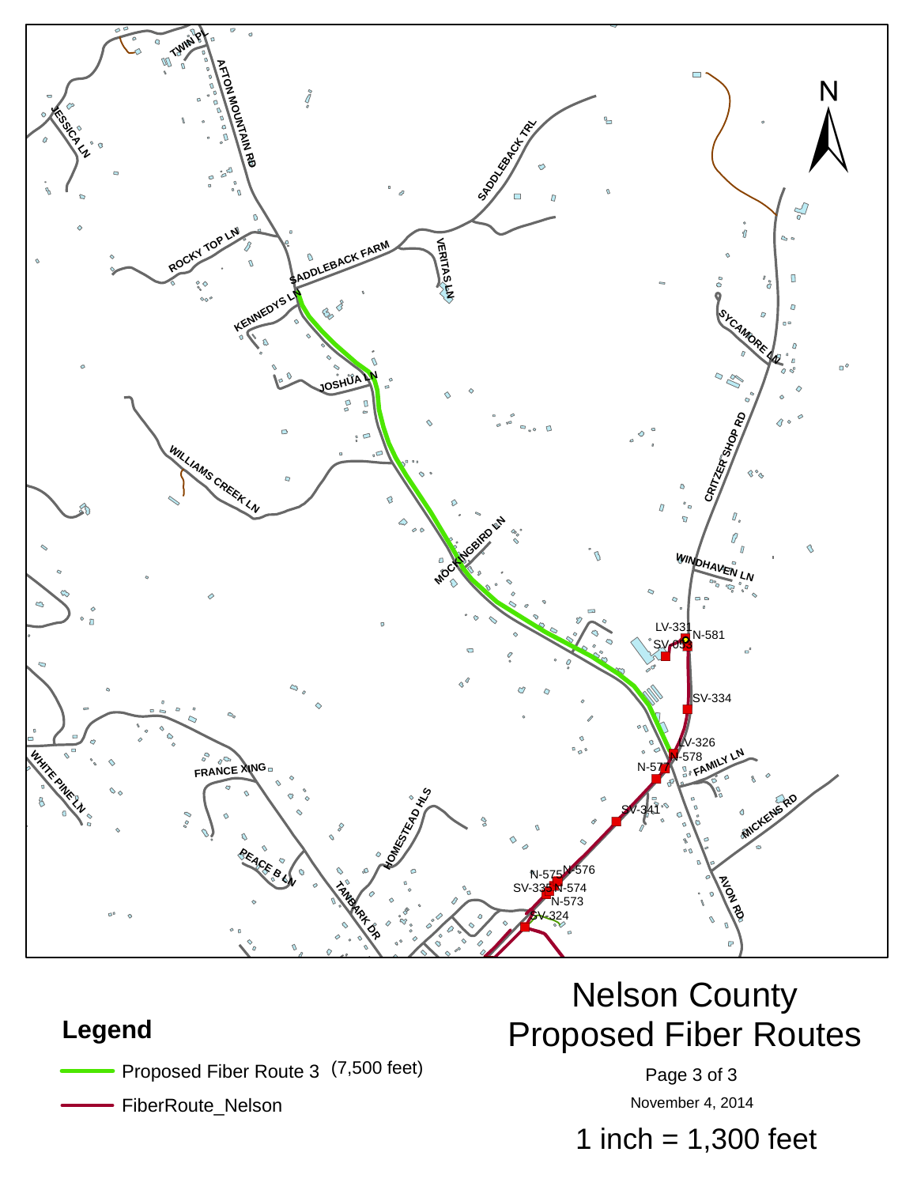N

TWIN PL

AFTON MOUNTAIN RD

JESSICA LN

SADDLEBACK TRL

ROCKY TOP LN

SADDLEBACK FARM

VERITAS LN

KENNEDYS LN

SYCAMORE LN

JOSHUA LN

CRITZER SHOP RD

WILLIAMS CREEK LN

MOCKINGBIRD LN

WINDHAVEN LN

LV-331

N-581

SV-053

SV-334

LV-326

N-578

N-577

FAMILY LN

WHITE PINE LN

FRANCE XING

SV-341

HOMESTEAD HLS

MICKENS RD

PEACE B LN

N-575

N-576

SV-335

N-574

N-573

TANBARK DR

SV-324

AVON RD

## Legend

Proposed Fiber Route 3 (7,500 feet)

FiberRoute_Nelson

# Nelson County Proposed Fiber Routes

Page 3 of 3

November 4, 2014

1 inch = 1,300 feet